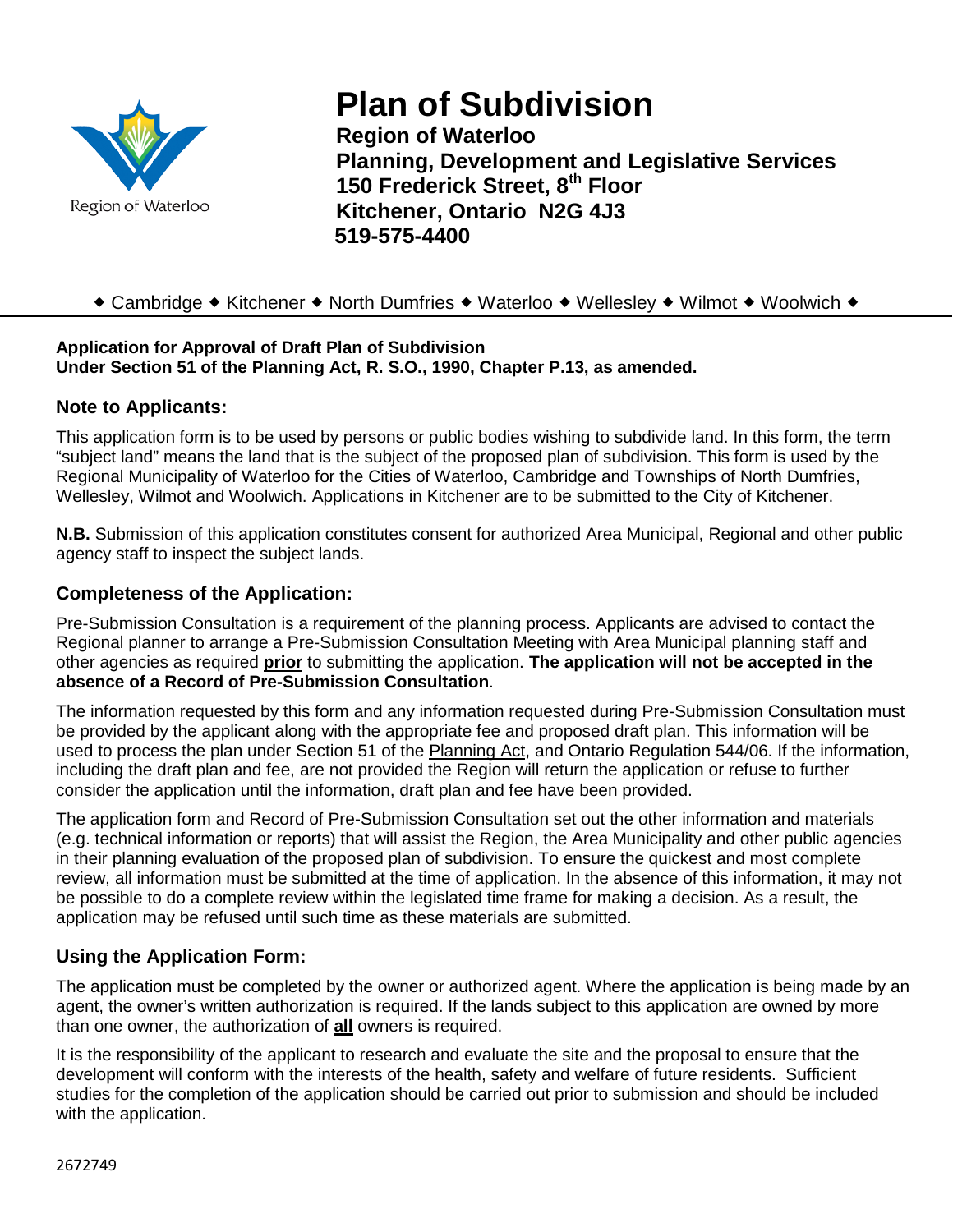# Plan of Subdivision

**Region of Waterloo**
**Planning, Development and Legislative Services**
**150 Frederick Street, 8th Floor**
**Kitchener, Ontario N2G 4J3**
**519-575-4400**

◆ Cambridge ◆ Kitchener ◆ North Dumfries ◆ Waterloo ◆ Wellesley ◆ Wilmot ◆ Woolwich ◆

**Application for Approval of Draft Plan of Subdivision**
**Under Section 51 of the Planning Act, R. S.O., 1990, Chapter P.13, as amended.**

## Note to Applicants:

This application form is to be used by persons or public bodies wishing to subdivide land. In this form, the term "subject land" means the land that is the subject of the proposed plan of subdivision. This form is used by the Regional Municipality of Waterloo for the Cities of Waterloo, Cambridge and Townships of North Dumfries, Wellesley, Wilmot and Woolwich. Applications in Kitchener are to be submitted to the City of Kitchener.

**N.B.** Submission of this application constitutes consent for authorized Area Municipal, Regional and other public agency staff to inspect the subject lands.

## Completeness of the Application:

Pre-Submission Consultation is a requirement of the planning process. Applicants are advised to contact the Regional planner to arrange a Pre-Submission Consultation Meeting with Area Municipal planning staff and other agencies as required **prior** to submitting the application. **The application will not be accepted in the absence of a Record of Pre-Submission Consultation**.

The information requested by this form and any information requested during Pre-Submission Consultation must be provided by the applicant along with the appropriate fee and proposed draft plan. This information will be used to process the plan under Section 51 of the Planning Act, and Ontario Regulation 544/06. If the information, including the draft plan and fee, are not provided the Region will return the application or refuse to further consider the application until the information, draft plan and fee have been provided.

The application form and Record of Pre-Submission Consultation set out the other information and materials (e.g. technical information or reports) that will assist the Region, the Area Municipality and other public agencies in their planning evaluation of the proposed plan of subdivision. To ensure the quickest and most complete review, all information must be submitted at the time of application. In the absence of this information, it may not be possible to do a complete review within the legislated time frame for making a decision. As a result, the application may be refused until such time as these materials are submitted.

## Using the Application Form:

The application must be completed by the owner or authorized agent. Where the application is being made by an agent, the owner's written authorization is required. If the lands subject to this application are owned by more than one owner, the authorization of **all** owners is required.

It is the responsibility of the applicant to research and evaluate the site and the proposal to ensure that the development will conform with the interests of the health, safety and welfare of future residents. Sufficient studies for the completion of the application should be carried out prior to submission and should be included with the application.

2672749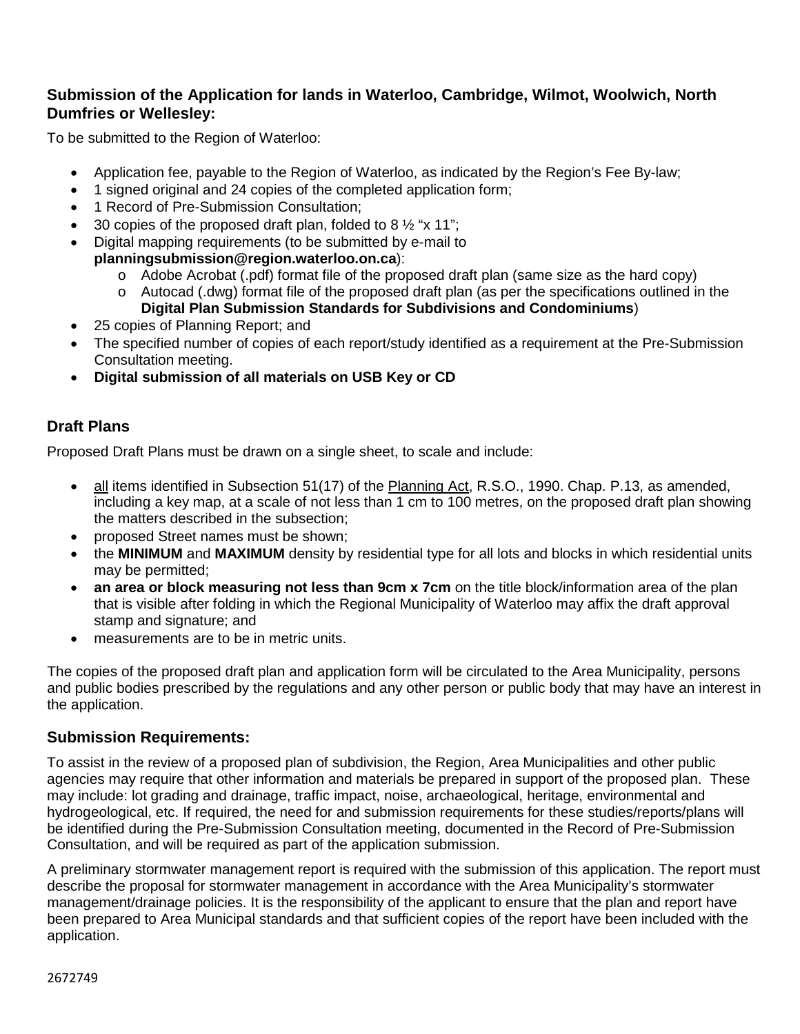### Submission of the Application for lands in Waterloo, Cambridge, Wilmot, Woolwich, North Dumfries or Wellesley:

To be submitted to the Region of Waterloo:

- Application fee, payable to the Region of Waterloo, as indicated by the Region's Fee By-law;
- 1 signed original and 24 copies of the completed application form;
- 1 Record of Pre-Submission Consultation;
- 30 copies of the proposed draft plan, folded to 8 ½ "x 11";
- Digital mapping requirements (to be submitted by e-mail to **planningsubmission@region.waterloo.on.ca**):
  - Adobe Acrobat (.pdf) format file of the proposed draft plan (same size as the hard copy)
  - Autocad (.dwg) format file of the proposed draft plan (as per the specifications outlined in the **Digital Plan Submission Standards for Subdivisions and Condominiums**)
- 25 copies of Planning Report; and
- The specified number of copies of each report/study identified as a requirement at the Pre-Submission Consultation meeting.
- **Digital submission of all materials on USB Key or CD**

## Draft Plans

Proposed Draft Plans must be drawn on a single sheet, to scale and include:

- all items identified in Subsection 51(17) of the Planning Act, R.S.O., 1990. Chap. P.13, as amended, including a key map, at a scale of not less than 1 cm to 100 metres, on the proposed draft plan showing the matters described in the subsection;
- proposed Street names must be shown;
- the **MINIMUM** and **MAXIMUM** density by residential type for all lots and blocks in which residential units may be permitted;
- **an area or block measuring not less than 9cm x 7cm** on the title block/information area of the plan that is visible after folding in which the Regional Municipality of Waterloo may affix the draft approval stamp and signature; and
- measurements are to be in metric units.

The copies of the proposed draft plan and application form will be circulated to the Area Municipality, persons and public bodies prescribed by the regulations and any other person or public body that may have an interest in the application.

## Submission Requirements:

To assist in the review of a proposed plan of subdivision, the Region, Area Municipalities and other public agencies may require that other information and materials be prepared in support of the proposed plan. These may include: lot grading and drainage, traffic impact, noise, archaeological, heritage, environmental and hydrogeological, etc. If required, the need for and submission requirements for these studies/reports/plans will be identified during the Pre-Submission Consultation meeting, documented in the Record of Pre-Submission Consultation, and will be required as part of the application submission.

A preliminary stormwater management report is required with the submission of this application. The report must describe the proposal for stormwater management in accordance with the Area Municipality's stormwater management/drainage policies. It is the responsibility of the applicant to ensure that the plan and report have been prepared to Area Municipal standards and that sufficient copies of the report have been included with the application.

2672749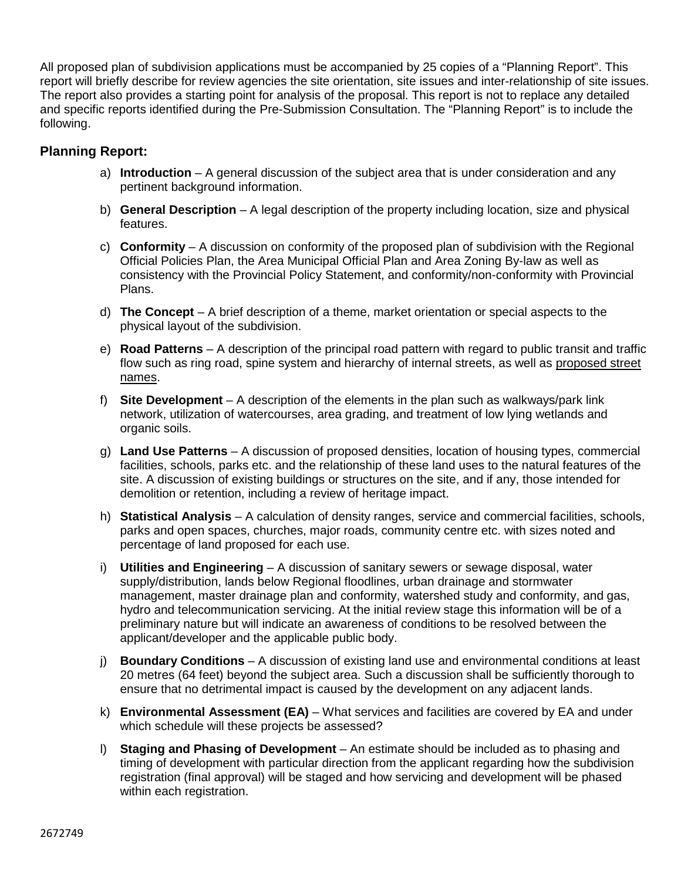All proposed plan of subdivision applications must be accompanied by 25 copies of a "Planning Report". This report will briefly describe for review agencies the site orientation, site issues and inter-relationship of site issues. The report also provides a starting point for analysis of the proposal. This report is not to replace any detailed and specific reports identified during the Pre-Submission Consultation. The "Planning Report" is to include the following.

## Planning Report:

a) **Introduction** – A general discussion of the subject area that is under consideration and any pertinent background information.

b) **General Description** – A legal description of the property including location, size and physical features.

c) **Conformity** – A discussion on conformity of the proposed plan of subdivision with the Regional Official Policies Plan, the Area Municipal Official Plan and Area Zoning By-law as well as consistency with the Provincial Policy Statement, and conformity/non-conformity with Provincial Plans.

d) **The Concept** – A brief description of a theme, market orientation or special aspects to the physical layout of the subdivision.

e) **Road Patterns** – A description of the principal road pattern with regard to public transit and traffic flow such as ring road, spine system and hierarchy of internal streets, as well as <u>proposed street names</u>.

f) **Site Development** – A description of the elements in the plan such as walkways/park link network, utilization of watercourses, area grading, and treatment of low lying wetlands and organic soils.

g) **Land Use Patterns** – A discussion of proposed densities, location of housing types, commercial facilities, schools, parks etc. and the relationship of these land uses to the natural features of the site. A discussion of existing buildings or structures on the site, and if any, those intended for demolition or retention, including a review of heritage impact.

h) **Statistical Analysis** – A calculation of density ranges, service and commercial facilities, schools, parks and open spaces, churches, major roads, community centre etc. with sizes noted and percentage of land proposed for each use.

i) **Utilities and Engineering** – A discussion of sanitary sewers or sewage disposal, water supply/distribution, lands below Regional floodlines, urban drainage and stormwater management, master drainage plan and conformity, watershed study and conformity, and gas, hydro and telecommunication servicing. At the initial review stage this information will be of a preliminary nature but will indicate an awareness of conditions to be resolved between the applicant/developer and the applicable public body.

j) **Boundary Conditions** – A discussion of existing land use and environmental conditions at least 20 metres (64 feet) beyond the subject area. Such a discussion shall be sufficiently thorough to ensure that no detrimental impact is caused by the development on any adjacent lands.

k) **Environmental Assessment (EA)** – What services and facilities are covered by EA and under which schedule will these projects be assessed?

l) **Staging and Phasing of Development** – An estimate should be included as to phasing and timing of development with particular direction from the applicant regarding how the subdivision registration (final approval) will be staged and how servicing and development will be phased within each registration.

2672749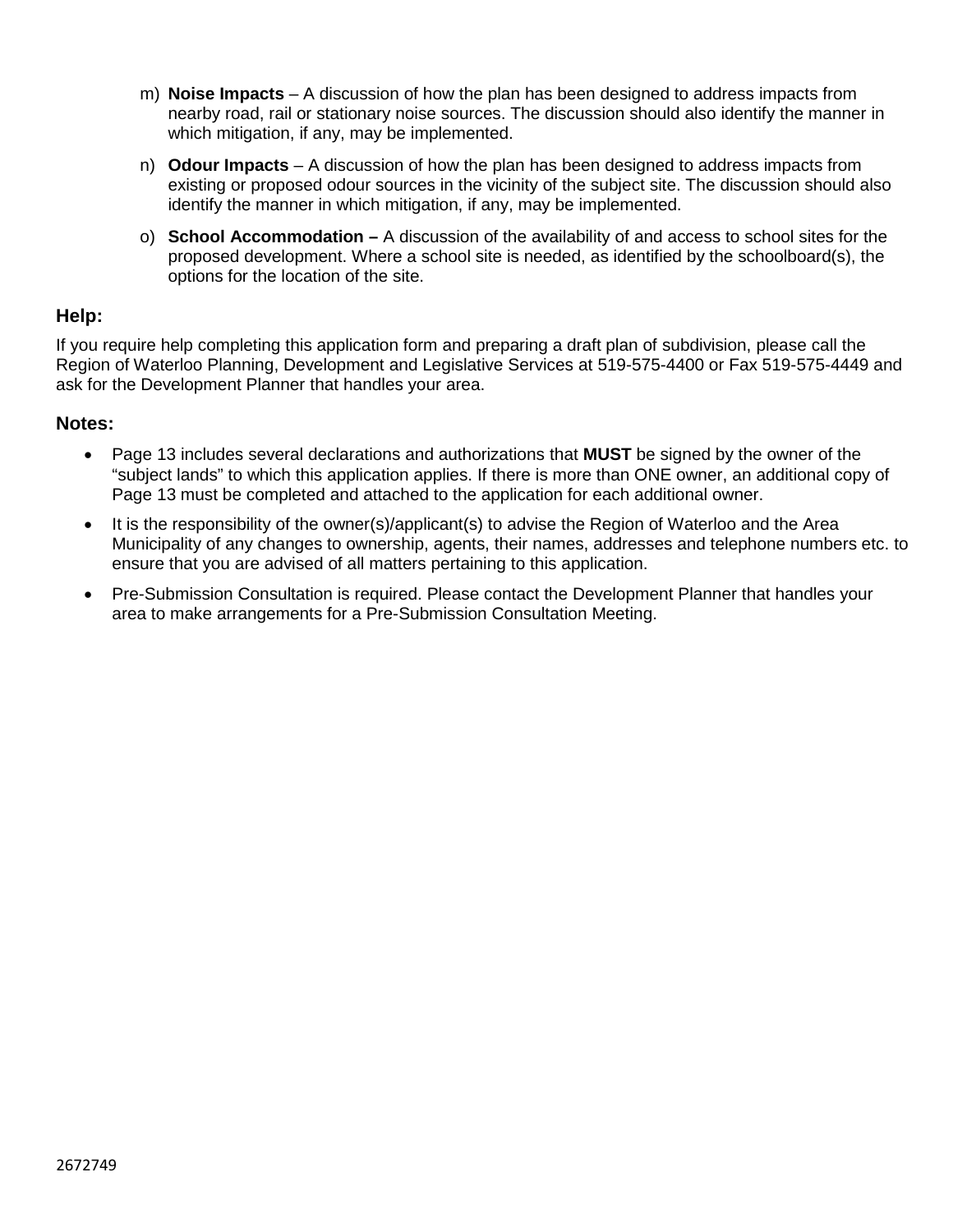m) **Noise Impacts** – A discussion of how the plan has been designed to address impacts from nearby road, rail or stationary noise sources. The discussion should also identify the manner in which mitigation, if any, may be implemented.

n) **Odour Impacts** – A discussion of how the plan has been designed to address impacts from existing or proposed odour sources in the vicinity of the subject site. The discussion should also identify the manner in which mitigation, if any, may be implemented.

o) **School Accommodation –** A discussion of the availability of and access to school sites for the proposed development. Where a school site is needed, as identified by the schoolboard(s), the options for the location of the site.

### Help:

If you require help completing this application form and preparing a draft plan of subdivision, please call the Region of Waterloo Planning, Development and Legislative Services at 519-575-4400 or Fax 519-575-4449 and ask for the Development Planner that handles your area.

### Notes:

- Page 13 includes several declarations and authorizations that **MUST** be signed by the owner of the "subject lands" to which this application applies. If there is more than ONE owner, an additional copy of Page 13 must be completed and attached to the application for each additional owner.
- It is the responsibility of the owner(s)/applicant(s) to advise the Region of Waterloo and the Area Municipality of any changes to ownership, agents, their names, addresses and telephone numbers etc. to ensure that you are advised of all matters pertaining to this application.
- Pre-Submission Consultation is required. Please contact the Development Planner that handles your area to make arrangements for a Pre-Submission Consultation Meeting.

2672749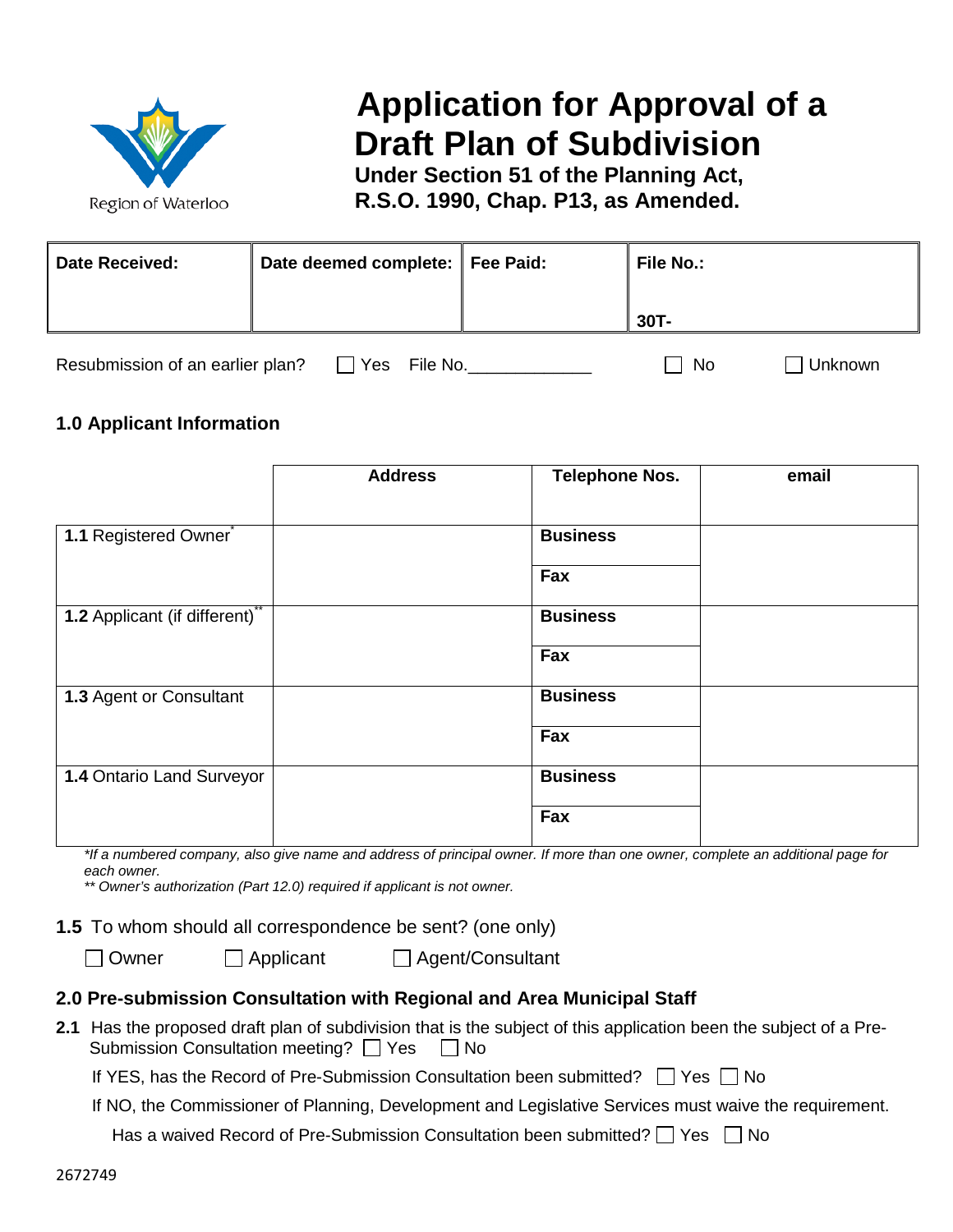Region of Waterloo

# Application for Approval of a Draft Plan of Subdivision

**Under Section 51 of the Planning Act, R.S.O. 1990, Chap. P13, as Amended.**

| Date Received: | Date deemed complete: | Fee Paid: | File No.: 30T- |
|---|---|---|---|
| | | | |

Resubmission of an earlier plan? ☐ Yes File No.____________ ☐ No ☐ Unknown

## 1.0 Applicant Information

| | Address | Telephone Nos. | email |
|---|---|---|---|
| **1.1** Registered Owner* | | **Business** | |
| | | **Fax** | |
| **1.2** Applicant (if different)** | | **Business** | |
| | | **Fax** | |
| **1.3** Agent or Consultant | | **Business** | |
| | | **Fax** | |
| **1.4** Ontario Land Surveyor | | **Business** | |
| | | **Fax** | |

*\*If a numbered company, also give name and address of principal owner. If more than one owner, complete an additional page for each owner.*

*\*\* Owner's authorization (Part 12.0) required if applicant is not owner.*

**1.5** To whom should all correspondence be sent? (one only)

☐ Owner ☐ Applicant ☐ Agent/Consultant

## 2.0 Pre-submission Consultation with Regional and Area Municipal Staff

**2.1** Has the proposed draft plan of subdivision that is the subject of this application been the subject of a Pre-Submission Consultation meeting? ☐ Yes ☐ No

If YES, has the Record of Pre-Submission Consultation been submitted? ☐ Yes ☐ No

If NO, the Commissioner of Planning, Development and Legislative Services must waive the requirement.

Has a waived Record of Pre-Submission Consultation been submitted? ☐ Yes ☐ No

2672749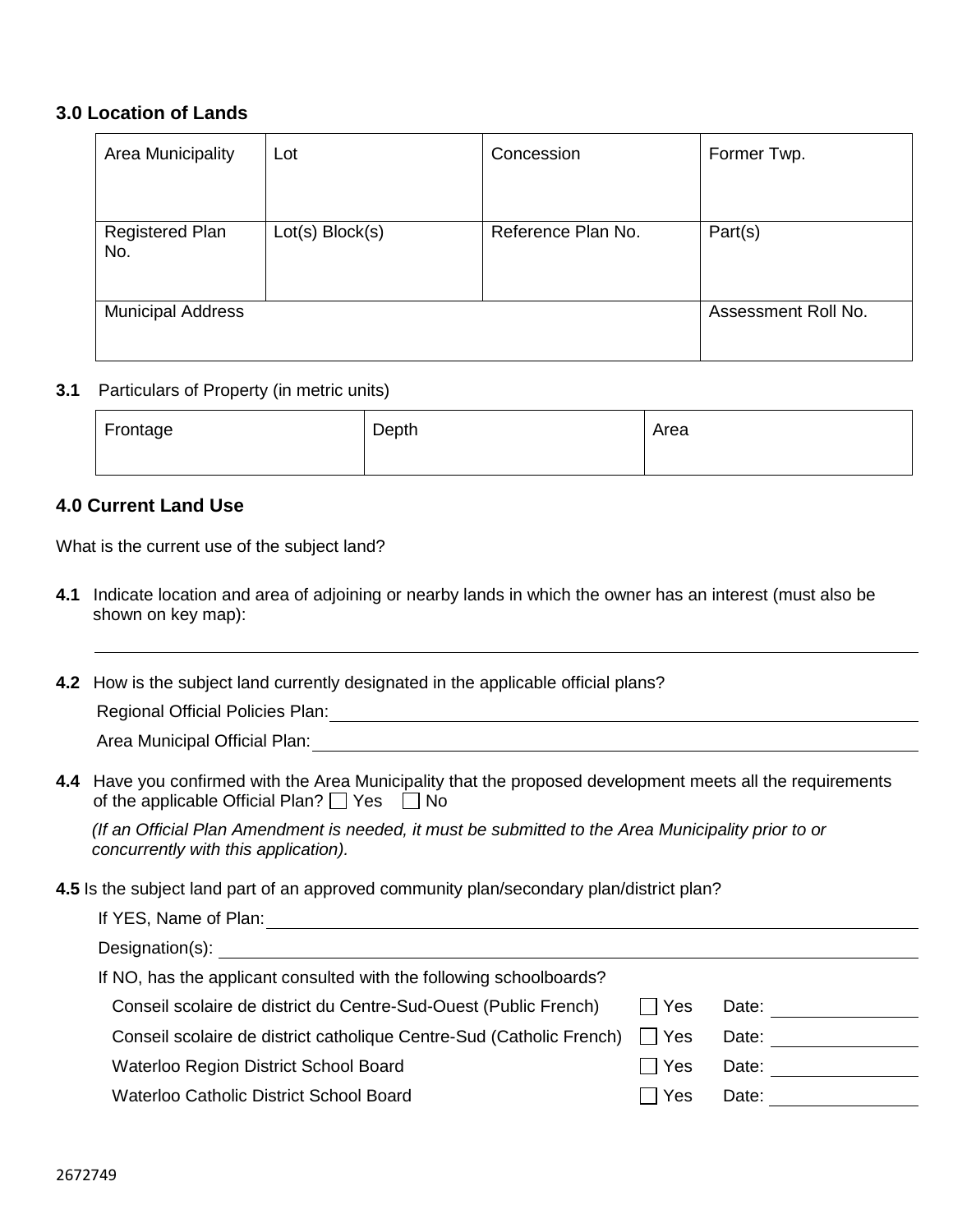### 3.0 Location of Lands

| Area Municipality | Lot | Concession | Former Twp. |
|---|---|---|---|
| Registered Plan No. | Lot(s) Block(s) | Reference Plan No. | Part(s) |
| Municipal Address | | | Assessment Roll No. |

**3.1** Particulars of Property (in metric units)

| Frontage | Depth | Area |
|---|---|---|
| | | |

### 4.0 Current Land Use

What is the current use of the subject land?

**4.1** Indicate location and area of adjoining or nearby lands in which the owner has an interest (must also be shown on key map):

______________________________________________________________________

**4.2** How is the subject land currently designated in the applicable official plans?

Regional Official Policies Plan: ______________________________________________

Area Municipal Official Plan: ______________________________________________

**4.4** Have you confirmed with the Area Municipality that the proposed development meets all the requirements of the applicable Official Plan? ☐ Yes ☐ No

*(If an Official Plan Amendment is needed, it must be submitted to the Area Municipality prior to or concurrently with this application).*

**4.5** Is the subject land part of an approved community plan/secondary plan/district plan?

If YES, Name of Plan: ______________________________________________

Designation(s): ______________________________________________

If NO, has the applicant consulted with the following schoolboards?

| | | |
|---|---|---|
| Conseil scolaire de district du Centre-Sud-Ouest (Public French) | ☐ Yes | Date: __________ |
| Conseil scolaire de district catholique Centre-Sud (Catholic French) | ☐ Yes | Date: __________ |
| Waterloo Region District School Board | ☐ Yes | Date: __________ |
| Waterloo Catholic District School Board | ☐ Yes | Date: __________ |

2672749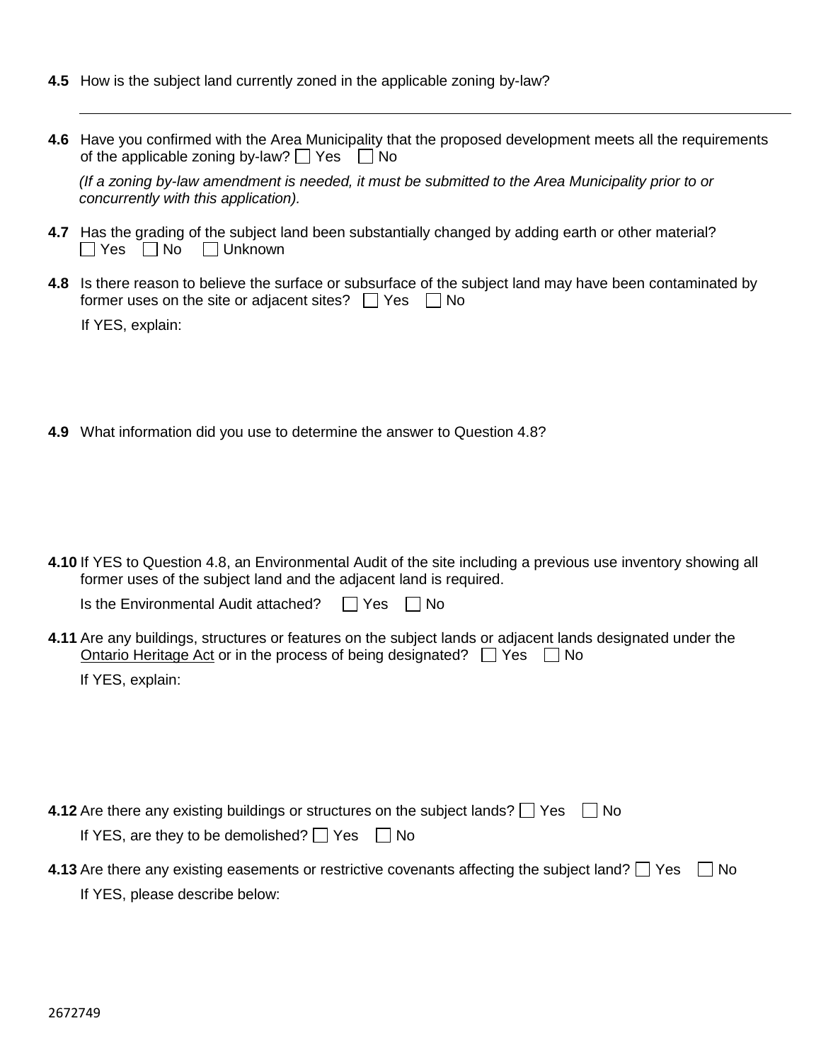**4.5** How is the subject land currently zoned in the applicable zoning by-law?

______________________________________________________________________________

**4.6** Have you confirmed with the Area Municipality that the proposed development meets all the requirements of the applicable zoning by-law? ☐ Yes ☐ No

*(If a zoning by-law amendment is needed, it must be submitted to the Area Municipality prior to or concurrently with this application).*

**4.7** Has the grading of the subject land been substantially changed by adding earth or other material?
☐ Yes ☐ No ☐ Unknown

**4.8** Is there reason to believe the surface or subsurface of the subject land may have been contaminated by former uses on the site or adjacent sites? ☐ Yes ☐ No

If YES, explain:

**4.9** What information did you use to determine the answer to Question 4.8?

**4.10** If YES to Question 4.8, an Environmental Audit of the site including a previous use inventory showing all former uses of the subject land and the adjacent land is required.

Is the Environmental Audit attached? ☐ Yes ☐ No

**4.11** Are any buildings, structures or features on the subject lands or adjacent lands designated under the Ontario Heritage Act or in the process of being designated? ☐ Yes ☐ No

If YES, explain:

**4.12** Are there any existing buildings or structures on the subject lands? ☐ Yes ☐ No

If YES, are they to be demolished? ☐ Yes ☐ No

**4.13** Are there any existing easements or restrictive covenants affecting the subject land? ☐ Yes ☐ No

If YES, please describe below:

2672749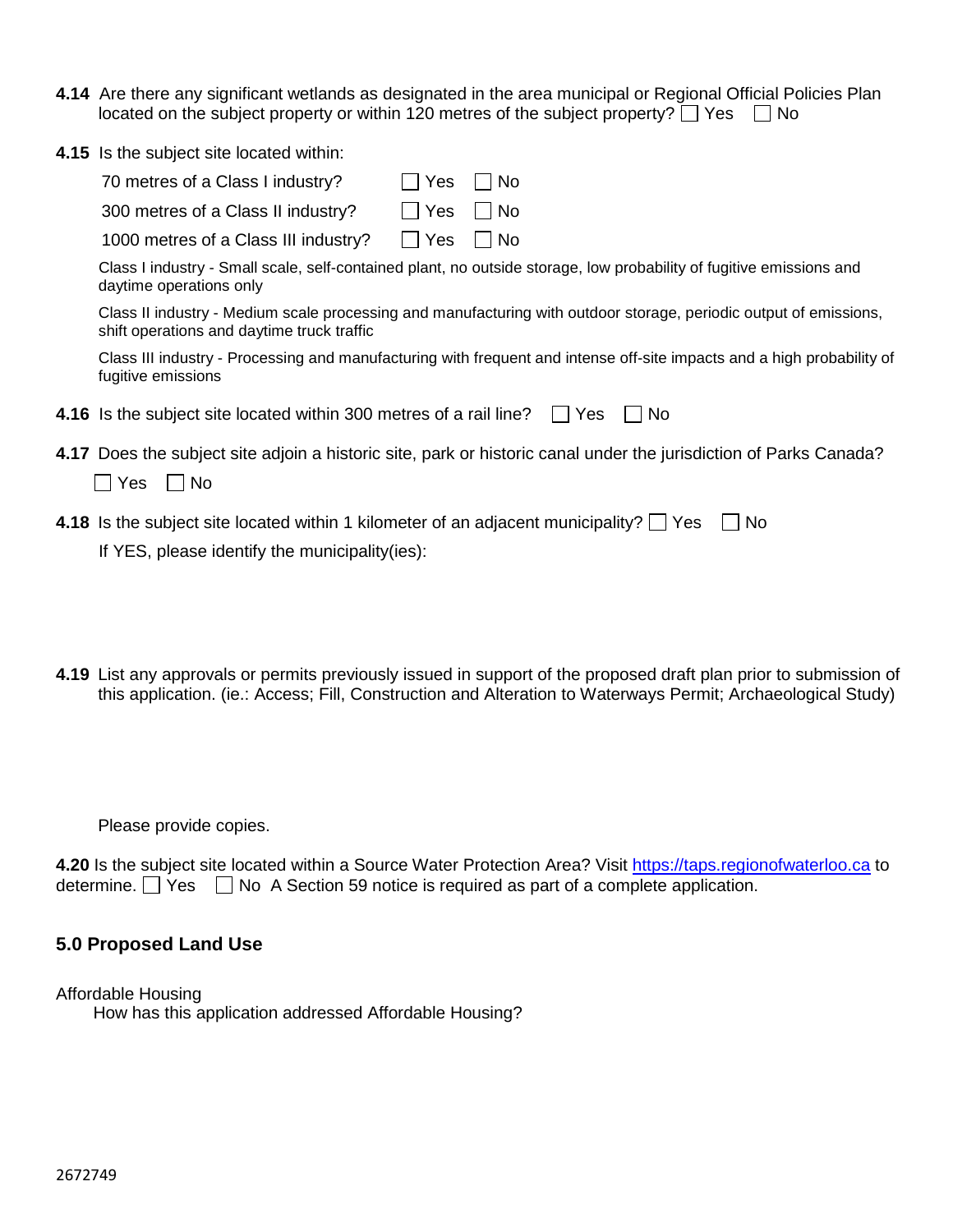**4.14** Are there any significant wetlands as designated in the area municipal or Regional Official Policies Plan located on the subject property or within 120 metres of the subject property? ☐ Yes ☐ No

**4.15** Is the subject site located within:

| | | |
|---|---|---|
| 70 metres of a Class I industry? | ☐ Yes | ☐ No |
| 300 metres of a Class II industry? | ☐ Yes | ☐ No |
| 1000 metres of a Class III industry? | ☐ Yes | ☐ No |

Class I industry - Small scale, self-contained plant, no outside storage, low probability of fugitive emissions and daytime operations only

Class II industry - Medium scale processing and manufacturing with outdoor storage, periodic output of emissions, shift operations and daytime truck traffic

Class III industry - Processing and manufacturing with frequent and intense off-site impacts and a high probability of fugitive emissions

**4.16** Is the subject site located within 300 metres of a rail line? ☐ Yes ☐ No

**4.17** Does the subject site adjoin a historic site, park or historic canal under the jurisdiction of Parks Canada?

☐ Yes ☐ No

**4.18** Is the subject site located within 1 kilometer of an adjacent municipality? ☐ Yes ☐ No

If YES, please identify the municipality(ies):

**4.19** List any approvals or permits previously issued in support of the proposed draft plan prior to submission of this application. (ie.: Access; Fill, Construction and Alteration to Waterways Permit; Archaeological Study)

Please provide copies.

**4.20** Is the subject site located within a Source Water Protection Area? Visit https://taps.regionofwaterloo.ca to determine. ☐ Yes ☐ No A Section 59 notice is required as part of a complete application.

## 5.0 Proposed Land Use

Affordable Housing

How has this application addressed Affordable Housing?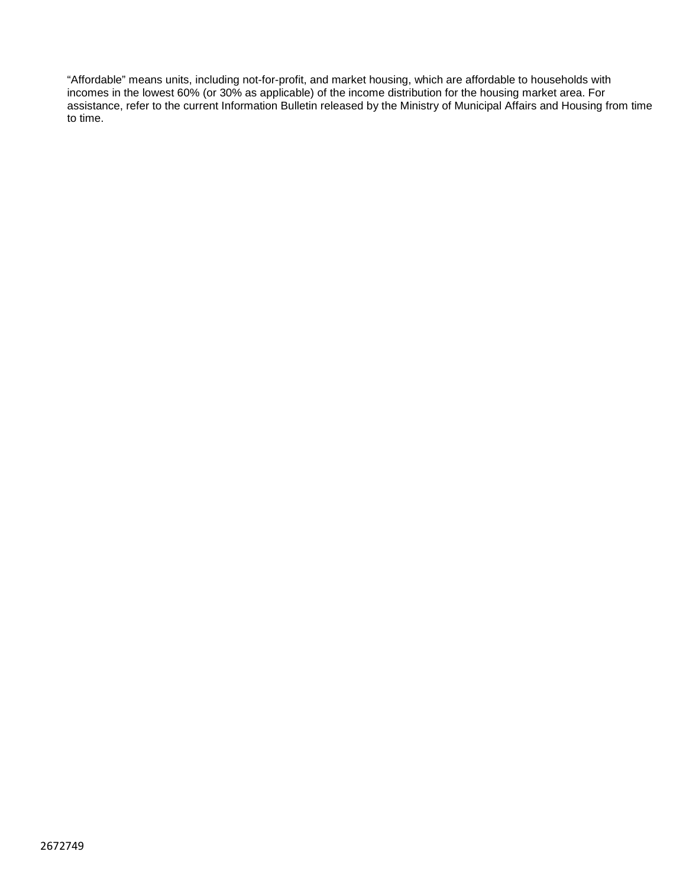“Affordable” means units, including not-for-profit, and market housing, which are affordable to households with incomes in the lowest 60% (or 30% as applicable) of the income distribution for the housing market area. For assistance, refer to the current Information Bulletin released by the Ministry of Municipal Affairs and Housing from time to time.

2672749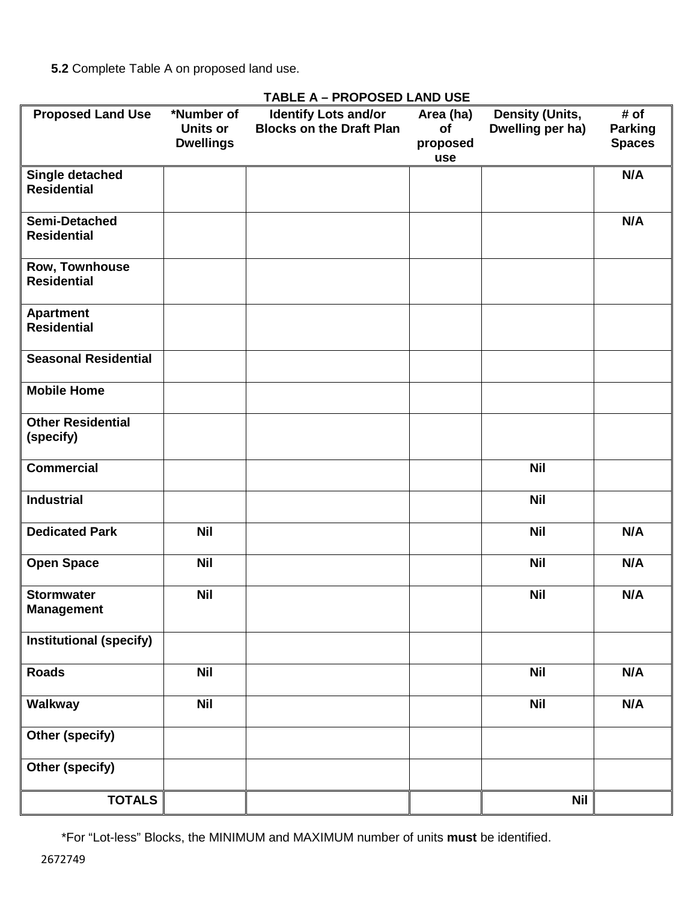**5.2** Complete Table A on proposed land use.

**TABLE A – PROPOSED LAND USE**

| Proposed Land Use | *Number of Units or Dwellings | Identify Lots and/or Blocks on the Draft Plan | Area (ha) of proposed use | Density (Units, Dwelling per ha) | # of Parking Spaces |
|---|---|---|---|---|---|
| **Single detached Residential** | | | | | **N/A** |
| **Semi-Detached Residential** | | | | | **N/A** |
| **Row, Townhouse Residential** | | | | | |
| **Apartment Residential** | | | | | |
| **Seasonal Residential** | | | | | |
| **Mobile Home** | | | | | |
| **Other Residential (specify)** | | | | | |
| **Commercial** | | | | **Nil** | |
| **Industrial** | | | | **Nil** | |
| **Dedicated Park** | **Nil** | | | **Nil** | **N/A** |
| **Open Space** | **Nil** | | | **Nil** | **N/A** |
| **Stormwater Management** | **Nil** | | | **Nil** | **N/A** |
| **Institutional (specify)** | | | | | |
| **Roads** | **Nil** | | | **Nil** | **N/A** |
| **Walkway** | **Nil** | | | **Nil** | **N/A** |
| **Other (specify)** | | | | | |
| **Other (specify)** | | | | | |
| **TOTALS** | | | | **Nil** | |

*For "Lot-less" Blocks, the MINIMUM and MAXIMUM number of units **must** be identified.

2672749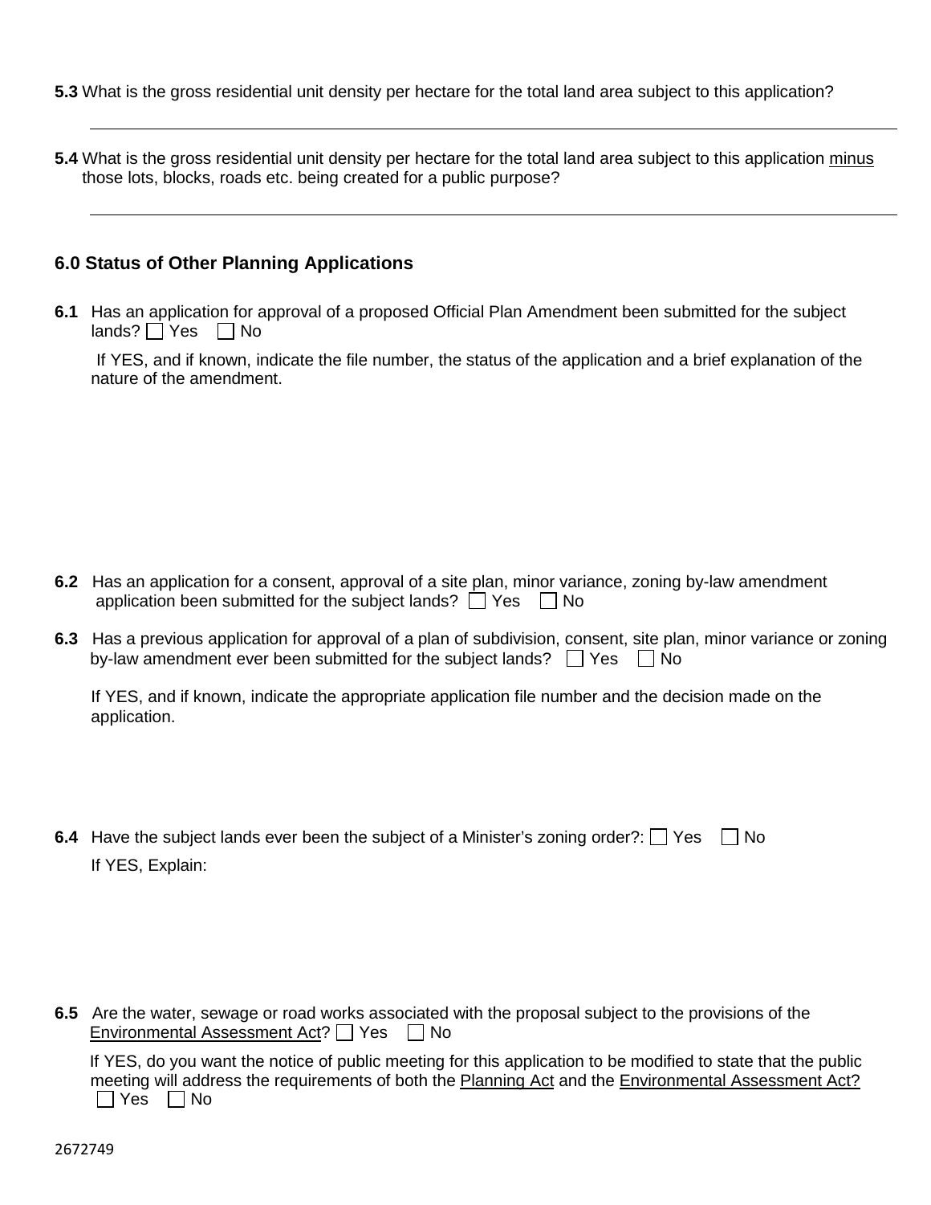**5.3** What is the gross residential unit density per hectare for the total land area subject to this application?

---

**5.4** What is the gross residential unit density per hectare for the total land area subject to this application minus those lots, blocks, roads etc. being created for a public purpose?

---

## 6.0 Status of Other Planning Applications

**6.1** Has an application for approval of a proposed Official Plan Amendment been submitted for the subject lands? ☐ Yes ☐ No

If YES, and if known, indicate the file number, the status of the application and a brief explanation of the nature of the amendment.

**6.2** Has an application for a consent, approval of a site plan, minor variance, zoning by-law amendment application been submitted for the subject lands? ☐ Yes ☐ No

**6.3** Has a previous application for approval of a plan of subdivision, consent, site plan, minor variance or zoning by-law amendment ever been submitted for the subject lands? ☐ Yes ☐ No

If YES, and if known, indicate the appropriate application file number and the decision made on the application.

**6.4** Have the subject lands ever been the subject of a Minister's zoning order?: ☐ Yes ☐ No

If YES, Explain:

**6.5** Are the water, sewage or road works associated with the proposal subject to the provisions of the Environmental Assessment Act? ☐ Yes ☐ No

If YES, do you want the notice of public meeting for this application to be modified to state that the public meeting will address the requirements of both the Planning Act and the Environmental Assessment Act? ☐ Yes ☐ No

2672749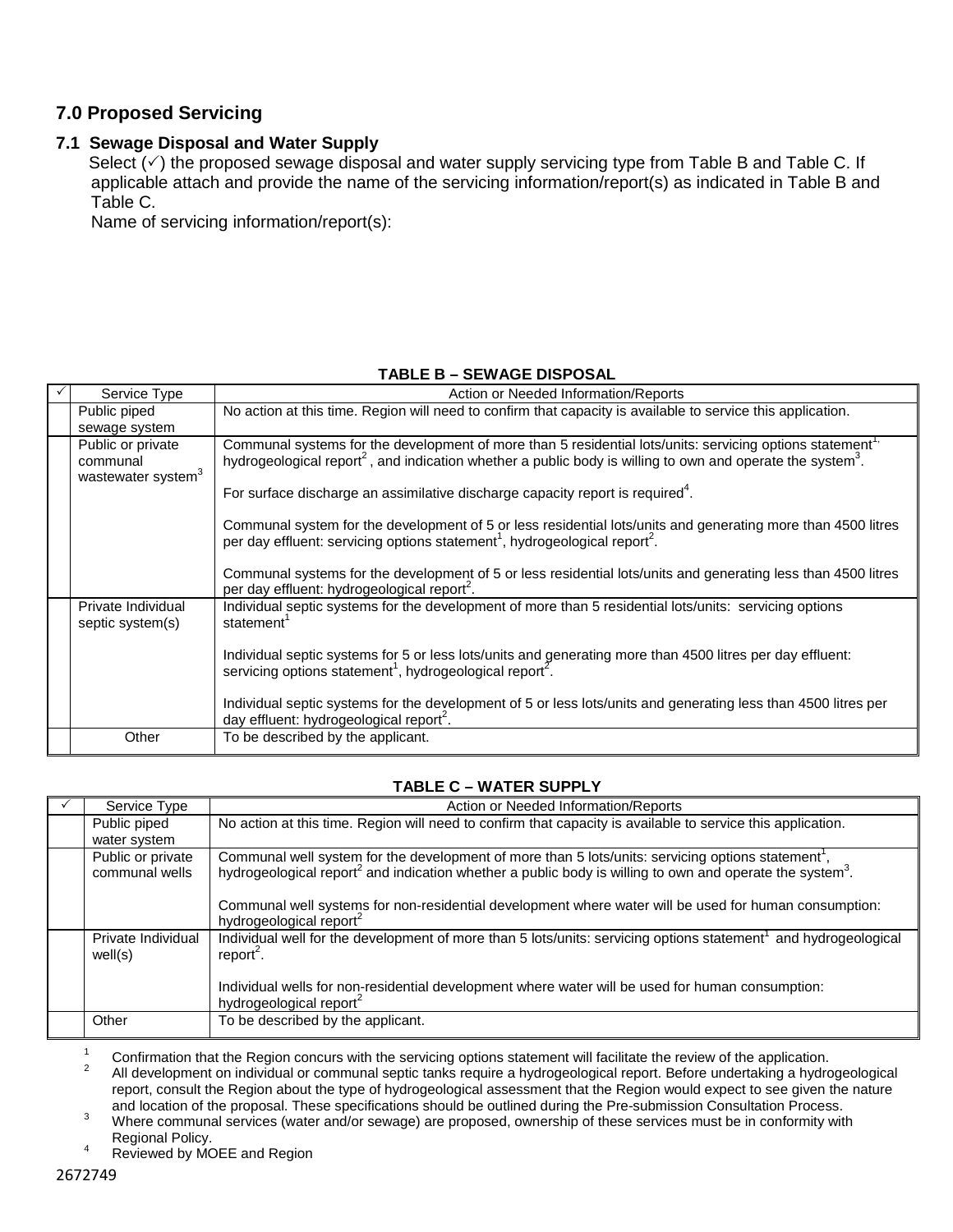## 7.0 Proposed Servicing

### 7.1 Sewage Disposal and Water Supply

Select (✓) the proposed sewage disposal and water supply servicing type from Table B and Table C. If applicable attach and provide the name of the servicing information/report(s) as indicated in Table B and Table C.

Name of servicing information/report(s):

**TABLE B – SEWAGE DISPOSAL**

| ✓ | Service Type | Action or Needed Information/Reports |
|---|---|---|
| | Public piped sewage system | No action at this time. Region will need to confirm that capacity is available to service this application. |
| | Public or private communal wastewater system[3] | Communal systems for the development of more than 5 residential lots/units: servicing options statement[1], hydrogeological report[2], and indication whether a public body is willing to own and operate the system[3].<br><br>For surface discharge an assimilative discharge capacity report is required[4].<br><br>Communal system for the development of 5 or less residential lots/units and generating more than 4500 litres per day effluent: servicing options statement[1], hydrogeological report[2].<br><br>Communal systems for the development of 5 or less residential lots/units and generating less than 4500 litres per day effluent: hydrogeological report[2]. |
| | Private Individual septic system(s) | Individual septic systems for the development of more than 5 residential lots/units: servicing options statement[1]<br><br>Individual septic systems for 5 or less lots/units and generating more than 4500 litres per day effluent: servicing options statement[1], hydrogeological report[2].<br><br>Individual septic systems for the development of 5 or less lots/units and generating less than 4500 litres per day effluent: hydrogeological report[2]. |
| | Other | To be described by the applicant. |

**TABLE C – WATER SUPPLY**

| ✓ | Service Type | Action or Needed Information/Reports |
|---|---|---|
| | Public piped water system | No action at this time. Region will need to confirm that capacity is available to service this application. |
| | Public or private communal wells | Communal well system for the development of more than 5 lots/units: servicing options statement[1], hydrogeological report[2] and indication whether a public body is willing to own and operate the system[3].<br><br>Communal well systems for non-residential development where water will be used for human consumption: hydrogeological report[2] |
| | Private Individual well(s) | Individual well for the development of more than 5 lots/units: servicing options statement[1] and hydrogeological report[2].<br><br>Individual wells for non-residential development where water will be used for human consumption: hydrogeological report[2] |
| | Other | To be described by the applicant. |

[1] Confirmation that the Region concurs with the servicing options statement will facilitate the review of the application.

[2] All development on individual or communal septic tanks require a hydrogeological report. Before undertaking a hydrogeological report, consult the Region about the type of hydrogeological assessment that the Region would expect to see given the nature and location of the proposal. These specifications should be outlined during the Pre-submission Consultation Process.

[3] Where communal services (water and/or sewage) are proposed, ownership of these services must be in conformity with Regional Policy.

[4] Reviewed by MOEE and Region

2672749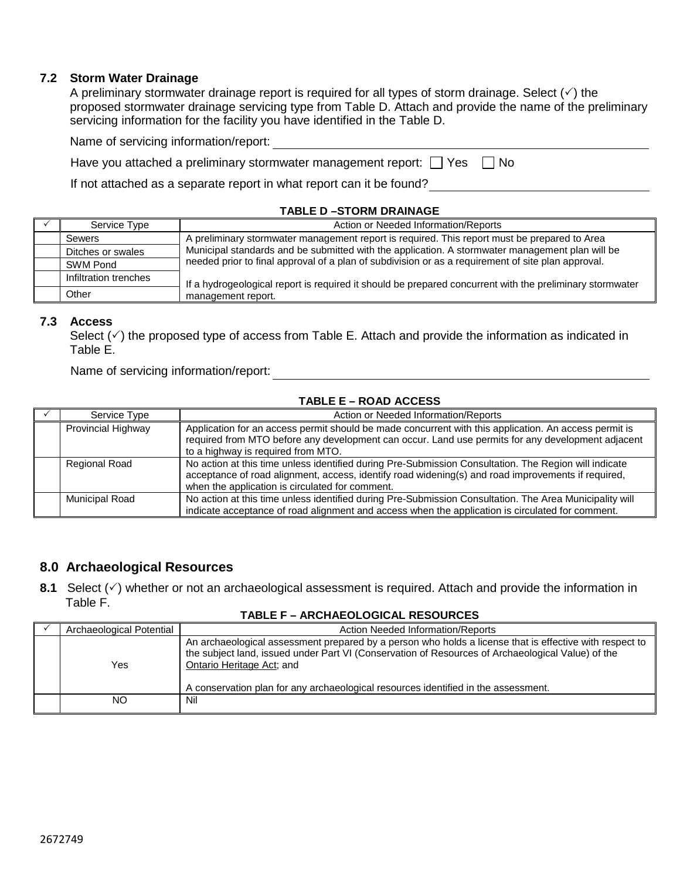### 7.2 Storm Water Drainage

A preliminary stormwater drainage report is required for all types of storm drainage. Select (✓) the proposed stormwater drainage servicing type from Table D. Attach and provide the name of the preliminary servicing information for the facility you have identified in the Table D.

Name of servicing information/report: ______________________________

Have you attached a preliminary stormwater management report: ☐ Yes ☐ No

If not attached as a separate report in what report can it be found? ______________________________

**TABLE D –STORM DRAINAGE**

| ✓ | Service Type | Action or Needed Information/Reports |
|---|---|---|
| | Sewers | A preliminary stormwater management report is required. This report must be prepared to Area Municipal standards and be submitted with the application. A stormwater management plan will be needed prior to final approval of a plan of subdivision or as a requirement of site plan approval. If a hydrogeological report is required it should be prepared concurrent with the preliminary stormwater management report. |
| | Ditches or swales | |
| | SWM Pond | |
| | Infiltration trenches | |
| | Other | |

### 7.3 Access

Select (✓) the proposed type of access from Table E. Attach and provide the information as indicated in Table E.

Name of servicing information/report: ______________________________

**TABLE E – ROAD ACCESS**

| ✓ | Service Type | Action or Needed Information/Reports |
|---|---|---|
| | Provincial Highway | Application for an access permit should be made concurrent with this application. An access permit is required from MTO before any development can occur. Land use permits for any development adjacent to a highway is required from MTO. |
| | Regional Road | No action at this time unless identified during Pre-Submission Consultation. The Region will indicate acceptance of road alignment, access, identify road widening(s) and road improvements if required, when the application is circulated for comment. |
| | Municipal Road | No action at this time unless identified during Pre-Submission Consultation. The Area Municipality will indicate acceptance of road alignment and access when the application is circulated for comment. |

## 8.0 Archaeological Resources

**8.1** Select (✓) whether or not an archaeological assessment is required. Attach and provide the information in Table F.

**TABLE F – ARCHAEOLOGICAL RESOURCES**

| ✓ | Archaeological Potential | Action Needed Information/Reports |
|---|---|---|
| | Yes | An archaeological assessment prepared by a person who holds a license that is effective with respect to the subject land, issued under Part VI (Conservation of Resources of Archaeological Value) of the Ontario Heritage Act; and<br><br>A conservation plan for any archaeological resources identified in the assessment. |
| | NO | Nil |

2672749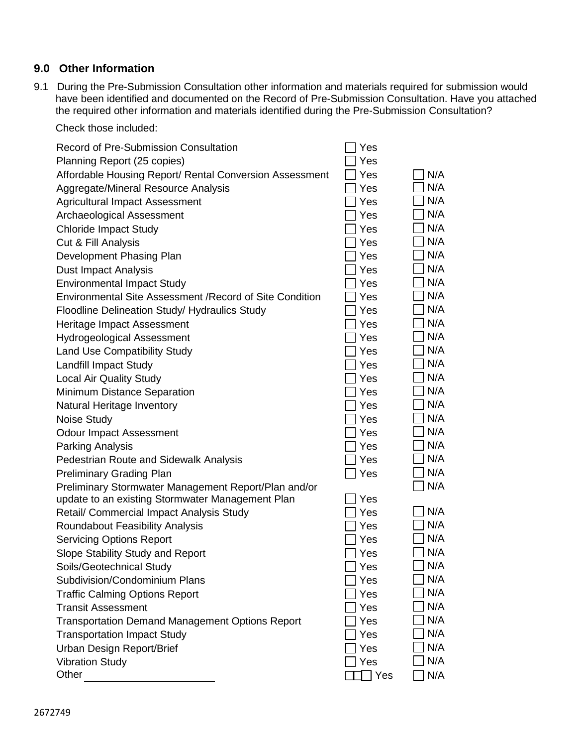## 9.0 Other Information

9.1 During the Pre-Submission Consultation other information and materials required for submission would have been identified and documented on the Record of Pre-Submission Consultation. Have you attached the required other information and materials identified during the Pre-Submission Consultation?

Check those included:

| Item | Yes | N/A |
|---|---|---|
| Record of Pre-Submission Consultation | ☐ Yes | |
| Planning Report (25 copies) | ☐ Yes | |
| Affordable Housing Report/ Rental Conversion Assessment | ☐ Yes | ☐ N/A |
| Aggregate/Mineral Resource Analysis | ☐ Yes | ☐ N/A |
| Agricultural Impact Assessment | ☐ Yes | ☐ N/A |
| Archaeological Assessment | ☐ Yes | ☐ N/A |
| Chloride Impact Study | ☐ Yes | ☐ N/A |
| Cut & Fill Analysis | ☐ Yes | ☐ N/A |
| Development Phasing Plan | ☐ Yes | ☐ N/A |
| Dust Impact Analysis | ☐ Yes | ☐ N/A |
| Environmental Impact Study | ☐ Yes | ☐ N/A |
| Environmental Site Assessment /Record of Site Condition | ☐ Yes | ☐ N/A |
| Floodline Delineation Study/ Hydraulics Study | ☐ Yes | ☐ N/A |
| Heritage Impact Assessment | ☐ Yes | ☐ N/A |
| Hydrogeological Assessment | ☐ Yes | ☐ N/A |
| Land Use Compatibility Study | ☐ Yes | ☐ N/A |
| Landfill Impact Study | ☐ Yes | ☐ N/A |
| Local Air Quality Study | ☐ Yes | ☐ N/A |
| Minimum Distance Separation | ☐ Yes | ☐ N/A |
| Natural Heritage Inventory | ☐ Yes | ☐ N/A |
| Noise Study | ☐ Yes | ☐ N/A |
| Odour Impact Assessment | ☐ Yes | ☐ N/A |
| Parking Analysis | ☐ Yes | ☐ N/A |
| Pedestrian Route and Sidewalk Analysis | ☐ Yes | ☐ N/A |
| Preliminary Grading Plan | ☐ Yes | ☐ N/A |
| Preliminary Stormwater Management Report/Plan and/or update to an existing Stormwater Management Plan | ☐ Yes | ☐ N/A |
| Retail/ Commercial Impact Analysis Study | ☐ Yes | ☐ N/A |
| Roundabout Feasibility Analysis | ☐ Yes | ☐ N/A |
| Servicing Options Report | ☐ Yes | ☐ N/A |
| Slope Stability Study and Report | ☐ Yes | ☐ N/A |
| Soils/Geotechnical Study | ☐ Yes | ☐ N/A |
| Subdivision/Condominium Plans | ☐ Yes | ☐ N/A |
| Traffic Calming Options Report | ☐ Yes | ☐ N/A |
| Transit Assessment | ☐ Yes | ☐ N/A |
| Transportation Demand Management Options Report | ☐ Yes | ☐ N/A |
| Transportation Impact Study | ☐ Yes | ☐ N/A |
| Urban Design Report/Brief | ☐ Yes | ☐ N/A |
| Vibration Study | ☐ Yes | ☐ N/A |
| Other ____________________ | ☐ Yes | ☐ N/A |

2672749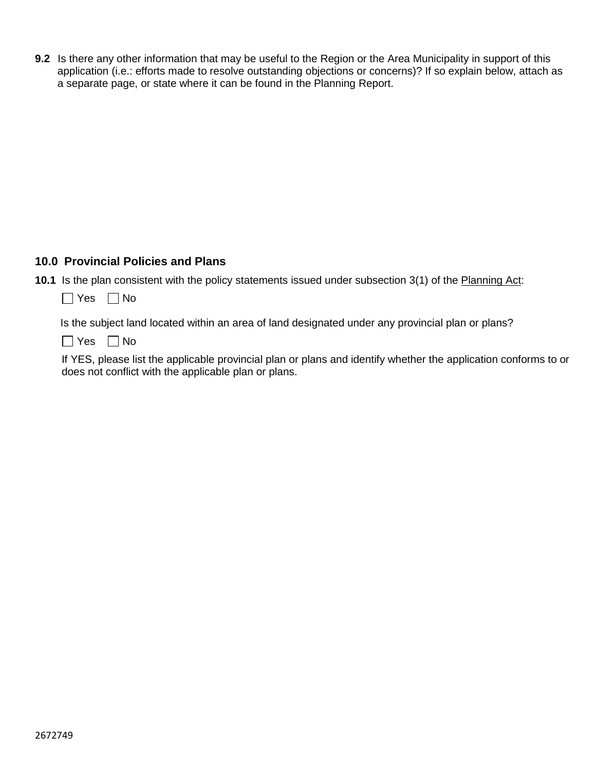**9.2** Is there any other information that may be useful to the Region or the Area Municipality in support of this application (i.e.: efforts made to resolve outstanding objections or concerns)? If so explain below, attach as a separate page, or state where it can be found in the Planning Report.

## 10.0 Provincial Policies and Plans

**10.1** Is the plan consistent with the policy statements issued under subsection 3(1) of the Planning Act:

☐ Yes ☐ No

Is the subject land located within an area of land designated under any provincial plan or plans?

☐ Yes ☐ No

If YES, please list the applicable provincial plan or plans and identify whether the application conforms to or does not conflict with the applicable plan or plans.

2672749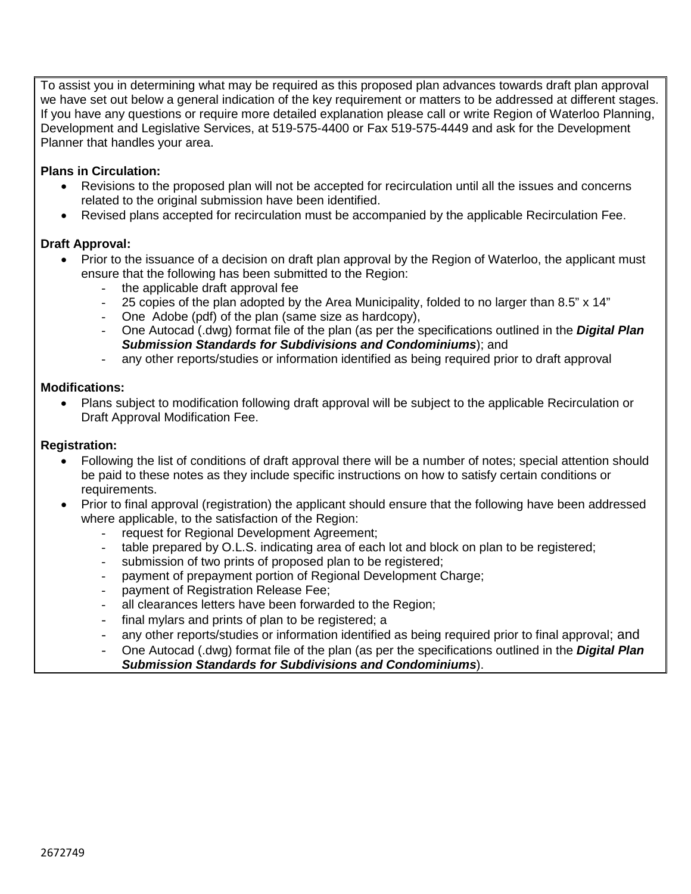To assist you in determining what may be required as this proposed plan advances towards draft plan approval we have set out below a general indication of the key requirement or matters to be addressed at different stages. If you have any questions or require more detailed explanation please call or write Region of Waterloo Planning, Development and Legislative Services, at 519-575-4400 or Fax 519-575-4449 and ask for the Development Planner that handles your area.

**Plans in Circulation:**

- Revisions to the proposed plan will not be accepted for recirculation until all the issues and concerns related to the original submission have been identified.
- Revised plans accepted for recirculation must be accompanied by the applicable Recirculation Fee.

**Draft Approval:**

- Prior to the issuance of a decision on draft plan approval by the Region of Waterloo, the applicant must ensure that the following has been submitted to the Region:
  - the applicable draft approval fee
  - 25 copies of the plan adopted by the Area Municipality, folded to no larger than 8.5" x 14"
  - One Adobe (pdf) of the plan (same size as hardcopy),
  - One Autocad (.dwg) format file of the plan (as per the specifications outlined in the ***Digital Plan Submission Standards for Subdivisions and Condominiums***); and
  - any other reports/studies or information identified as being required prior to draft approval

**Modifications:**

- Plans subject to modification following draft approval will be subject to the applicable Recirculation or Draft Approval Modification Fee.

**Registration:**

- Following the list of conditions of draft approval there will be a number of notes; special attention should be paid to these notes as they include specific instructions on how to satisfy certain conditions or requirements.
- Prior to final approval (registration) the applicant should ensure that the following have been addressed where applicable, to the satisfaction of the Region:
  - request for Regional Development Agreement;
  - table prepared by O.L.S. indicating area of each lot and block on plan to be registered;
  - submission of two prints of proposed plan to be registered;
  - payment of prepayment portion of Regional Development Charge;
  - payment of Registration Release Fee;
  - all clearances letters have been forwarded to the Region;
  - final mylars and prints of plan to be registered; a
  - any other reports/studies or information identified as being required prior to final approval; and
  - One Autocad (.dwg) format file of the plan (as per the specifications outlined in the ***Digital Plan Submission Standards for Subdivisions and Condominiums***).

2672749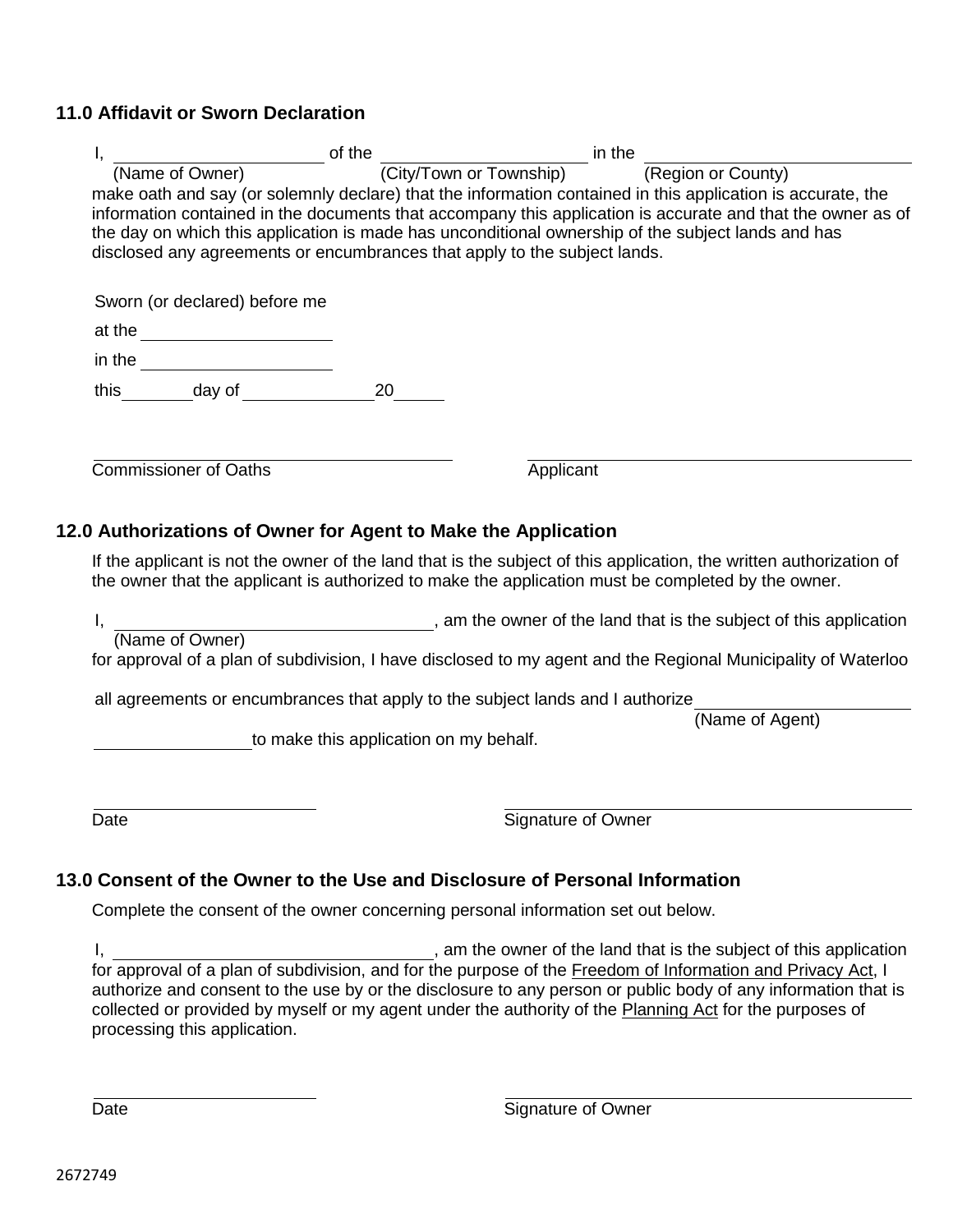## 11.0 Affidavit or Sworn Declaration

I, \_\_\_\_\_\_\_\_\_\_\_\_\_\_\_\_\_\_\_\_ of the \_\_\_\_\_\_\_\_\_\_\_\_\_\_\_\_\_\_\_\_ in the \_\_\_\_\_\_\_\_\_\_\_\_\_\_\_\_\_\_\_\_\_\_\_\_

(Name of Owner) (City/Town or Township) (Region or County)

make oath and say (or solemnly declare) that the information contained in this application is accurate, the information contained in the documents that accompany this application is accurate and that the owner as of the day on which this application is made has unconditional ownership of the subject lands and has disclosed any agreements or encumbrances that apply to the subject lands.

Sworn (or declared) before me

at the \_\_\_\_\_\_\_\_\_\_\_\_\_\_\_\_\_\_\_\_

in the \_\_\_\_\_\_\_\_\_\_\_\_\_\_\_\_\_\_\_\_

this \_\_\_\_\_\_\_ day of \_\_\_\_\_\_\_\_\_\_\_\_ 20 \_\_\_\_

\_\_\_\_\_\_\_\_\_\_\_\_\_\_\_\_\_\_\_\_\_\_\_\_\_\_\_\_\_\_\_\_\_\_ \_\_\_\_\_\_\_\_\_\_\_\_\_\_\_\_\_\_\_\_\_\_\_\_\_\_\_\_\_\_\_\_\_\_

Commissioner of Oaths Applicant

## 12.0 Authorizations of Owner for Agent to Make the Application

If the applicant is not the owner of the land that is the subject of this application, the written authorization of the owner that the applicant is authorized to make the application must be completed by the owner.

I, \_\_\_\_\_\_\_\_\_\_\_\_\_\_\_\_\_\_\_\_\_\_\_\_\_\_\_\_\_\_, am the owner of the land that is the subject of this application

(Name of Owner)

for approval of a plan of subdivision, I have disclosed to my agent and the Regional Municipality of Waterloo

all agreements or encumbrances that apply to the subject lands and I authorize \_\_\_\_\_\_\_\_\_\_\_\_\_\_\_\_\_\_\_\_

(Name of Agent)

\_\_\_\_\_\_\_\_\_\_\_\_\_\_\_\_ to make this application on my behalf.

\_\_\_\_\_\_\_\_\_\_\_\_\_\_\_\_\_\_\_\_\_\_\_\_ \_\_\_\_\_\_\_\_\_\_\_\_\_\_\_\_\_\_\_\_\_\_\_\_\_\_\_\_\_\_\_\_\_\_

Date Signature of Owner

## 13.0 Consent of the Owner to the Use and Disclosure of Personal Information

Complete the consent of the owner concerning personal information set out below.

I, \_\_\_\_\_\_\_\_\_\_\_\_\_\_\_\_\_\_\_\_\_\_\_\_\_\_\_\_\_\_, am the owner of the land that is the subject of this application for approval of a plan of subdivision, and for the purpose of the Freedom of Information and Privacy Act, I authorize and consent to the use by or the disclosure to any person or public body of any information that is collected or provided by myself or my agent under the authority of the Planning Act for the purposes of processing this application.

\_\_\_\_\_\_\_\_\_\_\_\_\_\_\_\_\_\_\_\_\_\_\_\_ \_\_\_\_\_\_\_\_\_\_\_\_\_\_\_\_\_\_\_\_\_\_\_\_\_\_\_\_\_\_\_\_\_\_

Date Signature of Owner

2672749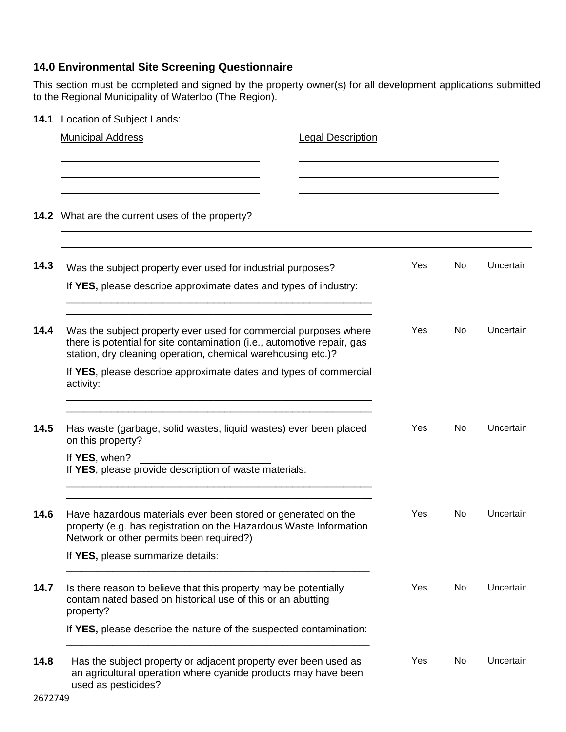## 14.0 Environmental Site Screening Questionnaire

This section must be completed and signed by the property owner(s) for all development applications submitted to the Regional Municipality of Waterloo (The Region).

**14.1** Location of Subject Lands:

| Municipal Address | Legal Description |
|---|---|
| ________________________ | ________________________ |
| ________________________ | ________________________ |
| ________________________ | ________________________ |

**14.2** What are the current uses of the property?

________________________________________________________________

________________________________________________________________

**14.3** Was the subject property ever used for industrial purposes? Yes No Uncertain

If **YES,** please describe approximate dates and types of industry:

________________________________________________________________

________________________________________________________________

**14.4** Was the subject property ever used for commercial purposes where there is potential for site contamination (i.e., automotive repair, gas station, dry cleaning operation, chemical warehousing etc.)? Yes No Uncertain

If **YES**, please describe approximate dates and types of commercial activity:

________________________________________________________________

________________________________________________________________

**14.5** Has waste (garbage, solid wastes, liquid wastes) ever been placed on this property? Yes No Uncertain

If **YES**, when? ____________________

If **YES**, please provide description of waste materials:

________________________________________________________________

________________________________________________________________

**14.6** Have hazardous materials ever been stored or generated on the property (e.g. has registration on the Hazardous Waste Information Network or other permits been required?) Yes No Uncertain

If **YES,** please summarize details:

________________________________________________________________

**14.7** Is there reason to believe that this property may be potentially contaminated based on historical use of this or an abutting property? Yes No Uncertain

If **YES,** please describe the nature of the suspected contamination:

________________________________________________________________

**14.8** Has the subject property or adjacent property ever been used as an agricultural operation where cyanide products may have been used as pesticides? Yes No Uncertain

2672749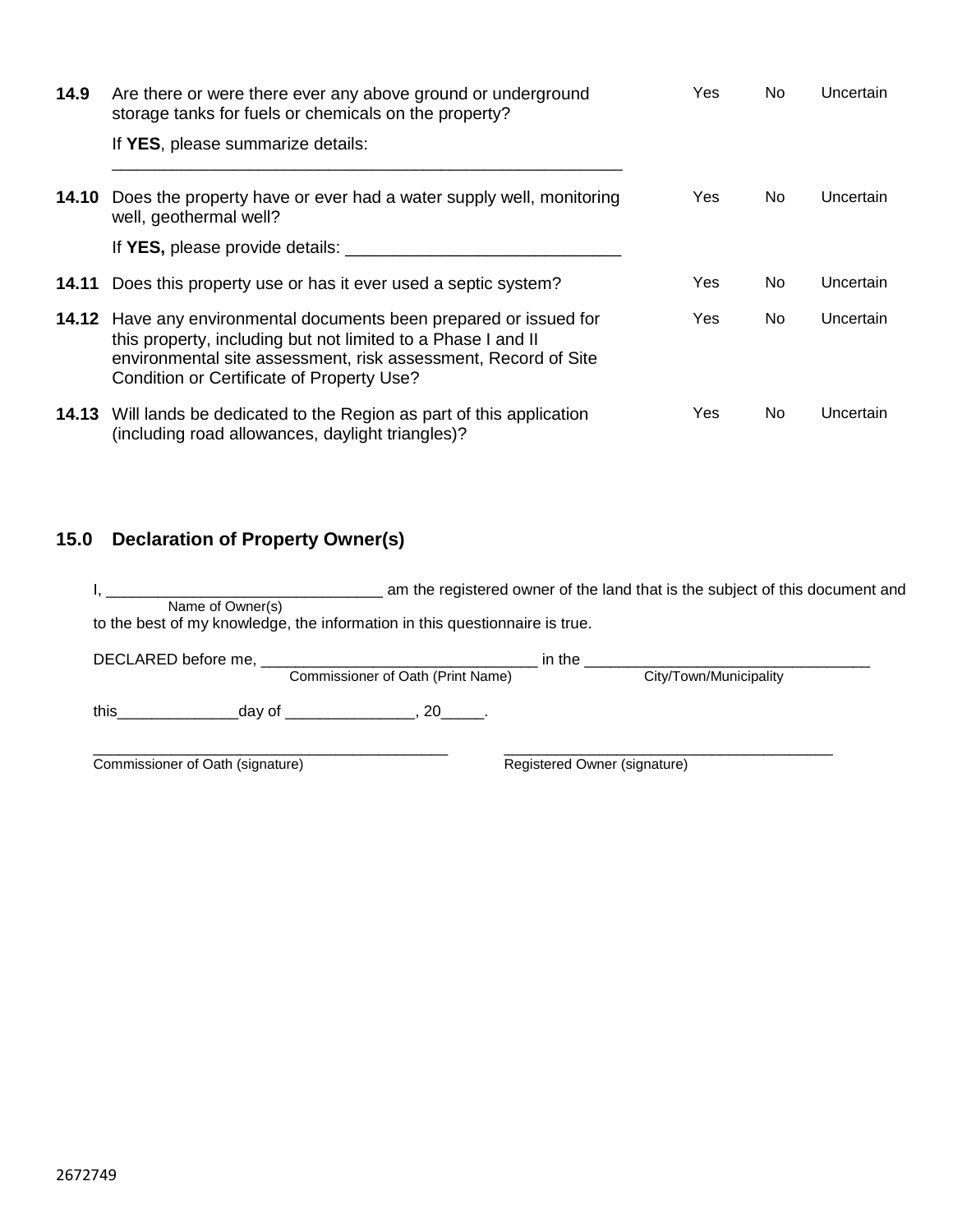| | | | | |
|---|---|---|---|---|
| **14.9** | Are there or were there ever any above ground or underground storage tanks for fuels or chemicals on the property?<br>If **YES**, please summarize details:<br>_______________________________________________________ | Yes | No | Uncertain |
| **14.10** | Does the property have or ever had a water supply well, monitoring well, geothermal well?<br>If **YES,** please provide details: _____________________________ | Yes | No | Uncertain |
| **14.11** | Does this property use or has it ever used a septic system? | Yes | No | Uncertain |
| **14.12** | Have any environmental documents been prepared or issued for this property, including but not limited to a Phase I and II environmental site assessment, risk assessment, Record of Site Condition or Certificate of Property Use? | Yes | No | Uncertain |
| **14.13** | Will lands be dedicated to the Region as part of this application (including road allowances, daylight triangles)? | Yes | No | Uncertain |

## 15.0 Declaration of Property Owner(s)

I, _______________________________ am the registered owner of the land that is the subject of this document and
Name of Owner(s)
to the best of my knowledge, the information in this questionnaire is true.

DECLARED before me, _______________________________ in the _________________________________
Commissioner of Oath (Print Name) City/Town/Municipality

this______________day of _______________, 20_____.

__________________________________________ ________________________________________
Commissioner of Oath (signature) Registered Owner (signature)

2672749